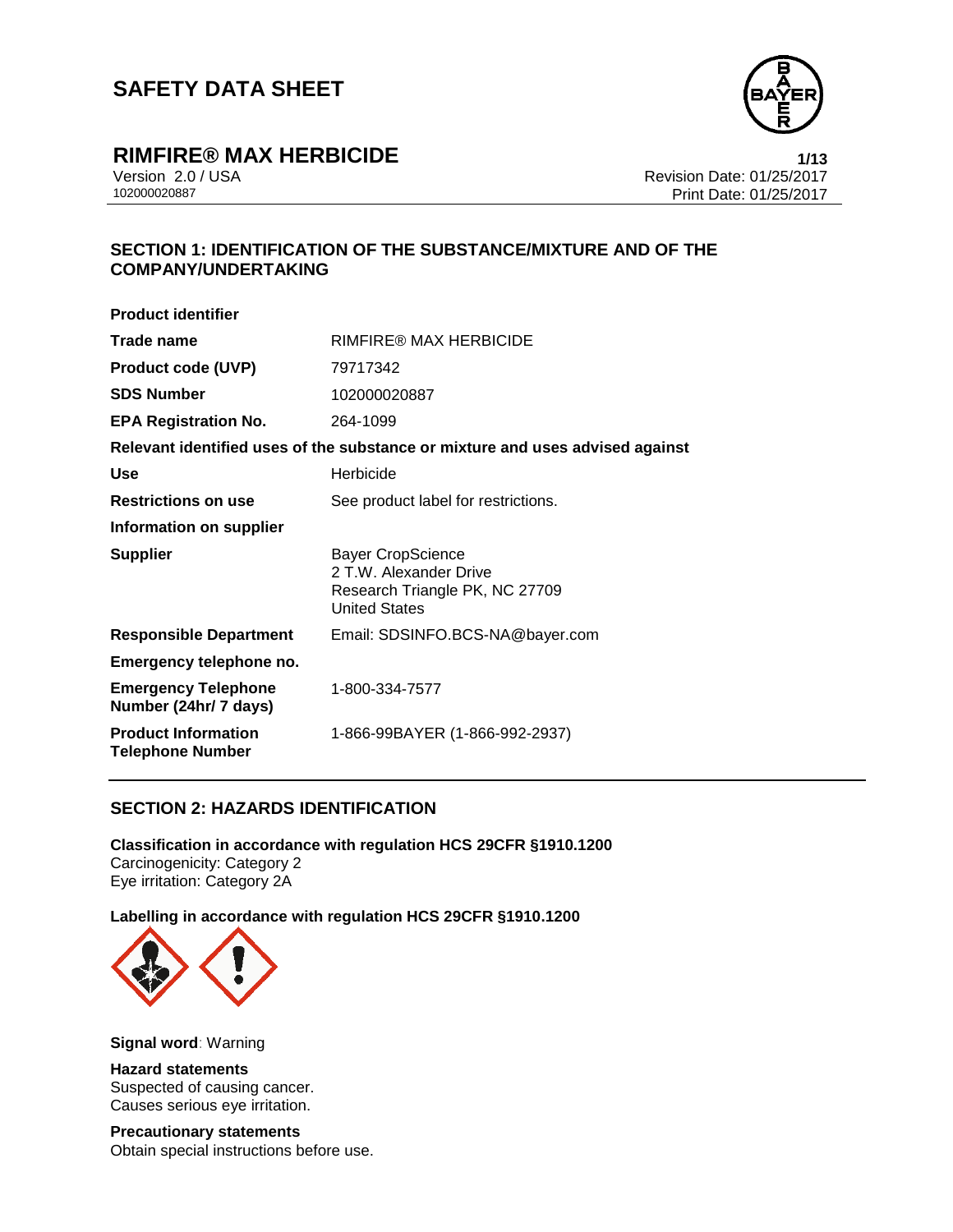# SAFETY DATA SHEET

## RIMFIRE® MAX HERBICIDE

Version 2.0 / USA
102000020887

Revision Date: 01/25/2017
Print Date: 01/25/2017

### SECTION 1: IDENTIFICATION OF THE SUBSTANCE/MIXTURE AND OF THE COMPANY/UNDERTAKING

**Product identifier**

| | |
|---|---|
| **Trade name** | RIMFIRE® MAX HERBICIDE |
| **Product code (UVP)** | 79717342 |
| **SDS Number** | 102000020887 |
| **EPA Registration No.** | 264-1099 |

**Relevant identified uses of the substance or mixture and uses advised against**

| | |
|---|---|
| **Use** | Herbicide |
| **Restrictions on use** | See product label for restrictions. |

**Information on supplier**

| | |
|---|---|
| **Supplier** | Bayer CropScience<br>2 T.W. Alexander Drive<br>Research Triangle PK, NC 27709<br>United States |
| **Responsible Department** | Email: SDSINFO.BCS-NA@bayer.com |

**Emergency telephone no.**

| | |
|---|---|
| **Emergency Telephone Number (24hr/ 7 days)** | 1-800-334-7577 |
| **Product Information Telephone Number** | 1-866-99BAYER (1-866-992-2937) |

### SECTION 2: HAZARDS IDENTIFICATION

**Classification in accordance with regulation HCS 29CFR §1910.1200**
Carcinogenicity: Category 2
Eye irritation: Category 2A

**Labelling in accordance with regulation HCS 29CFR §1910.1200**

**Signal word**: Warning

**Hazard statements**
Suspected of causing cancer.
Causes serious eye irritation.

**Precautionary statements**
Obtain special instructions before use.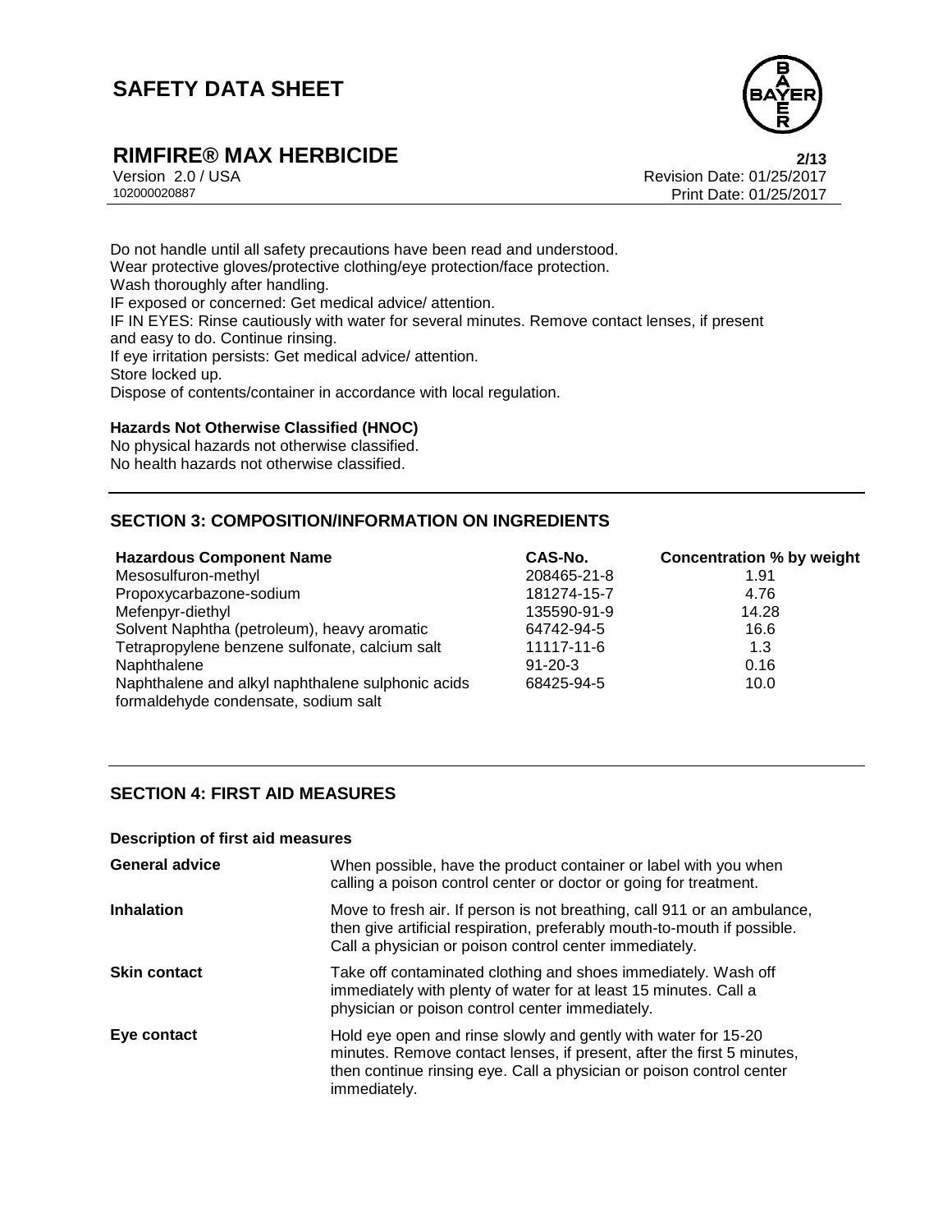Do not handle until all safety precautions have been read and understood.
Wear protective gloves/protective clothing/eye protection/face protection.
Wash thoroughly after handling.
IF exposed or concerned: Get medical advice/ attention.
IF IN EYES: Rinse cautiously with water for several minutes. Remove contact lenses, if present and easy to do. Continue rinsing.
If eye irritation persists: Get medical advice/ attention.
Store locked up.
Dispose of contents/container in accordance with local regulation.

**Hazards Not Otherwise Classified (HNOC)**

No physical hazards not otherwise classified.
No health hazards not otherwise classified.

## SECTION 3: COMPOSITION/INFORMATION ON INGREDIENTS

| Hazardous Component Name | CAS-No. | Concentration % by weight |
|---|---|---|
| Mesosulfuron-methyl | 208465-21-8 | 1.91 |
| Propoxycarbazone-sodium | 181274-15-7 | 4.76 |
| Mefenpyr-diethyl | 135590-91-9 | 14.28 |
| Solvent Naphtha (petroleum), heavy aromatic | 64742-94-5 | 16.6 |
| Tetrapropylene benzene sulfonate, calcium salt | 11117-11-6 | 1.3 |
| Naphthalene | 91-20-3 | 0.16 |
| Naphthalene and alkyl naphthalene sulphonic acids formaldehyde condensate, sodium salt | 68425-94-5 | 10.0 |

## SECTION 4: FIRST AID MEASURES

**Description of first aid measures**

| | |
|---|---|
| **General advice** | When possible, have the product container or label with you when calling a poison control center or doctor or going for treatment. |
| **Inhalation** | Move to fresh air. If person is not breathing, call 911 or an ambulance, then give artificial respiration, preferably mouth-to-mouth if possible. Call a physician or poison control center immediately. |
| **Skin contact** | Take off contaminated clothing and shoes immediately. Wash off immediately with plenty of water for at least 15 minutes. Call a physician or poison control center immediately. |
| **Eye contact** | Hold eye open and rinse slowly and gently with water for 15-20 minutes. Remove contact lenses, if present, after the first 5 minutes, then continue rinsing eye. Call a physician or poison control center immediately. |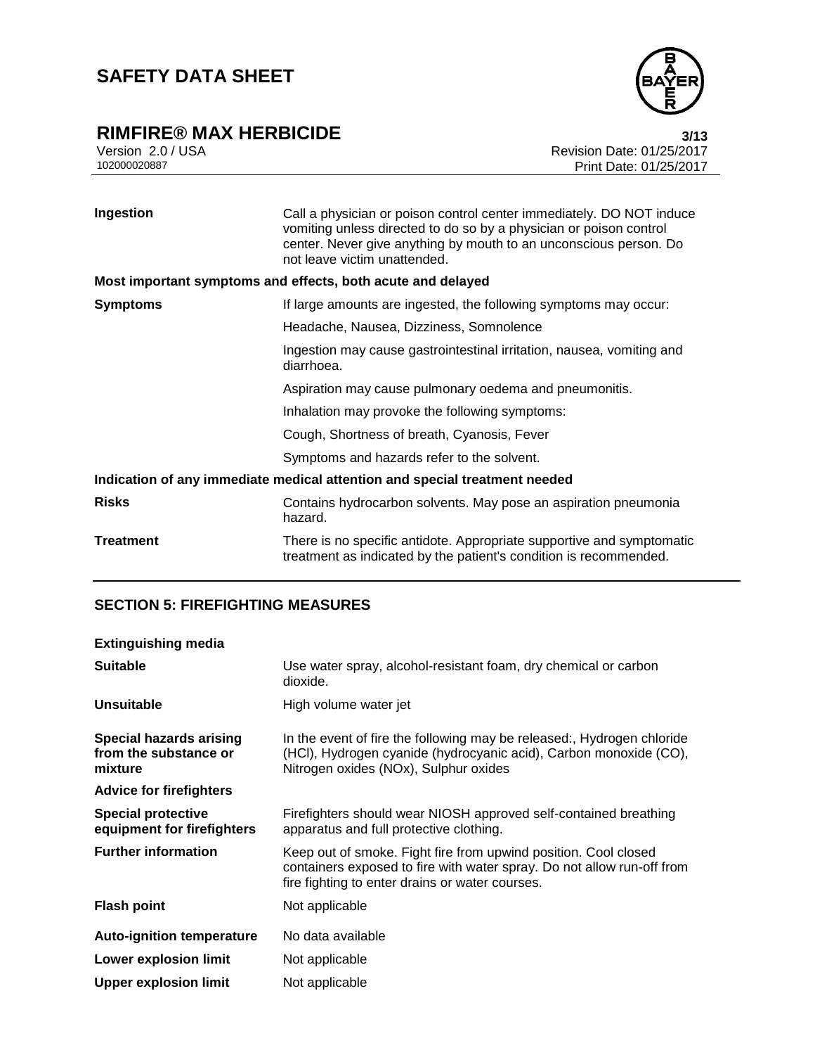| | |
|---|---|
| **Ingestion** | Call a physician or poison control center immediately. DO NOT induce vomiting unless directed to do so by a physician or poison control center. Never give anything by mouth to an unconscious person. Do not leave victim unattended. |

**Most important symptoms and effects, both acute and delayed**

| | |
|---|---|
| **Symptoms** | If large amounts are ingested, the following symptoms may occur: |
| | Headache, Nausea, Dizziness, Somnolence |
| | Ingestion may cause gastrointestinal irritation, nausea, vomiting and diarrhoea. |
| | Aspiration may cause pulmonary oedema and pneumonitis. |
| | Inhalation may provoke the following symptoms: |
| | Cough, Shortness of breath, Cyanosis, Fever |
| | Symptoms and hazards refer to the solvent. |

**Indication of any immediate medical attention and special treatment needed**

| | |
|---|---|
| **Risks** | Contains hydrocarbon solvents. May pose an aspiration pneumonia hazard. |
| **Treatment** | There is no specific antidote. Appropriate supportive and symptomatic treatment as indicated by the patient's condition is recommended. |

## SECTION 5: FIREFIGHTING MEASURES

**Extinguishing media**

| | |
|---|---|
| **Suitable** | Use water spray, alcohol-resistant foam, dry chemical or carbon dioxide. |
| **Unsuitable** | High volume water jet |
| **Special hazards arising from the substance or mixture** | In the event of fire the following may be released:, Hydrogen chloride (HCl), Hydrogen cyanide (hydrocyanic acid), Carbon monoxide (CO), Nitrogen oxides (NOx), Sulphur oxides |

**Advice for firefighters**

| | |
|---|---|
| **Special protective equipment for firefighters** | Firefighters should wear NIOSH approved self-contained breathing apparatus and full protective clothing. |
| **Further information** | Keep out of smoke. Fight fire from upwind position. Cool closed containers exposed to fire with water spray. Do not allow run-off from fire fighting to enter drains or water courses. |
| **Flash point** | Not applicable |
| **Auto-ignition temperature** | No data available |
| **Lower explosion limit** | Not applicable |
| **Upper explosion limit** | Not applicable |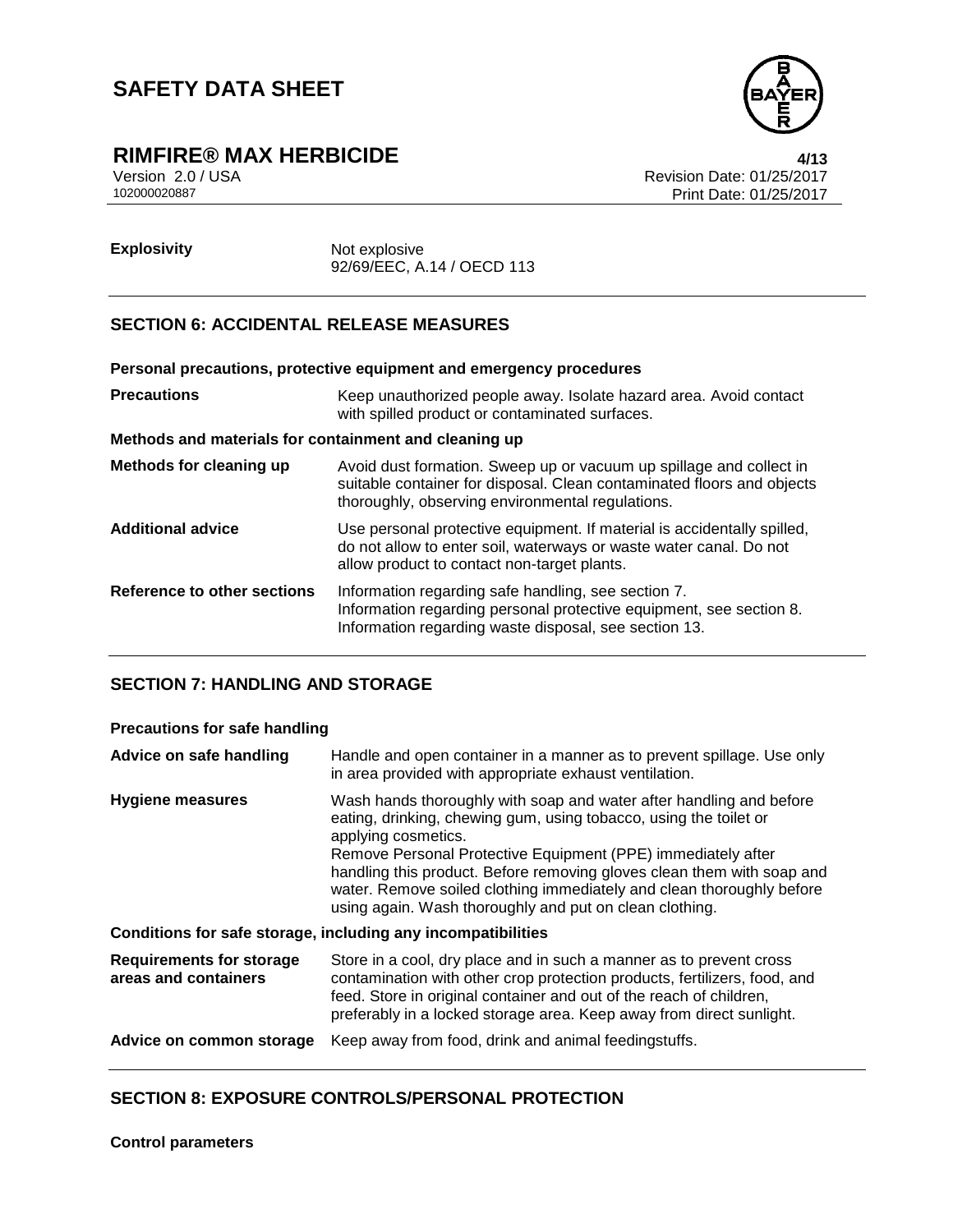| | |
|---|---|
| **Explosivity** | Not explosive<br>92/69/EEC, A.14 / OECD 113 |

## SECTION 6: ACCIDENTAL RELEASE MEASURES

**Personal precautions, protective equipment and emergency procedures**

| | |
|---|---|
| **Precautions** | Keep unauthorized people away. Isolate hazard area. Avoid contact with spilled product or contaminated surfaces. |

**Methods and materials for containment and cleaning up**

| | |
|---|---|
| **Methods for cleaning up** | Avoid dust formation. Sweep up or vacuum up spillage and collect in suitable container for disposal. Clean contaminated floors and objects thoroughly, observing environmental regulations. |
| **Additional advice** | Use personal protective equipment. If material is accidentally spilled, do not allow to enter soil, waterways or waste water canal. Do not allow product to contact non-target plants. |
| **Reference to other sections** | Information regarding safe handling, see section 7.<br>Information regarding personal protective equipment, see section 8.<br>Information regarding waste disposal, see section 13. |

## SECTION 7: HANDLING AND STORAGE

**Precautions for safe handling**

| | |
|---|---|
| **Advice on safe handling** | Handle and open container in a manner as to prevent spillage. Use only in area provided with appropriate exhaust ventilation. |
| **Hygiene measures** | Wash hands thoroughly with soap and water after handling and before eating, drinking, chewing gum, using tobacco, using the toilet or applying cosmetics.<br>Remove Personal Protective Equipment (PPE) immediately after handling this product. Before removing gloves clean them with soap and water. Remove soiled clothing immediately and clean thoroughly before using again. Wash thoroughly and put on clean clothing. |

**Conditions for safe storage, including any incompatibilities**

| | |
|---|---|
| **Requirements for storage areas and containers** | Store in a cool, dry place and in such a manner as to prevent cross contamination with other crop protection products, fertilizers, food, and feed. Store in original container and out of the reach of children, preferably in a locked storage area. Keep away from direct sunlight. |
| **Advice on common storage** | Keep away from food, drink and animal feedingstuffs. |

## SECTION 8: EXPOSURE CONTROLS/PERSONAL PROTECTION

**Control parameters**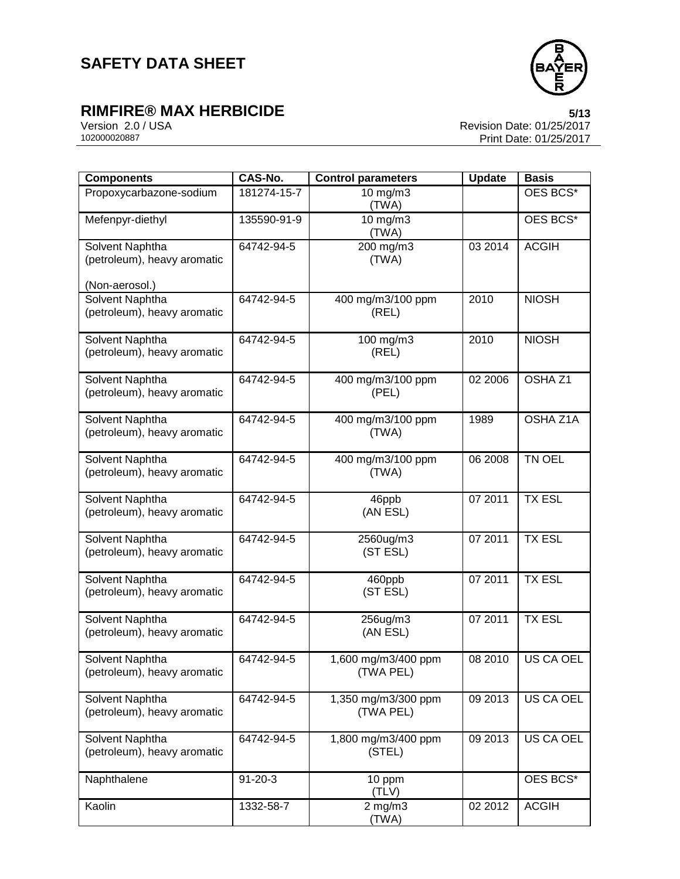| Components | CAS-No. | Control parameters | Update | Basis |
|---|---|---|---|---|
| Propoxycarbazone-sodium | 181274-15-7 | 10 mg/m3 (TWA) | | OES BCS* |
| Mefenpyr-diethyl | 135590-91-9 | 10 mg/m3 (TWA) | | OES BCS* |
| Solvent Naphtha (petroleum), heavy aromatic (Non-aerosol.) | 64742-94-5 | 200 mg/m3 (TWA) | 03 2014 | ACGIH |
| Solvent Naphtha (petroleum), heavy aromatic | 64742-94-5 | 400 mg/m3/100 ppm (REL) | 2010 | NIOSH |
| Solvent Naphtha (petroleum), heavy aromatic | 64742-94-5 | 100 mg/m3 (REL) | 2010 | NIOSH |
| Solvent Naphtha (petroleum), heavy aromatic | 64742-94-5 | 400 mg/m3/100 ppm (PEL) | 02 2006 | OSHA Z1 |
| Solvent Naphtha (petroleum), heavy aromatic | 64742-94-5 | 400 mg/m3/100 ppm (TWA) | 1989 | OSHA Z1A |
| Solvent Naphtha (petroleum), heavy aromatic | 64742-94-5 | 400 mg/m3/100 ppm (TWA) | 06 2008 | TN OEL |
| Solvent Naphtha (petroleum), heavy aromatic | 64742-94-5 | 46ppb (AN ESL) | 07 2011 | TX ESL |
| Solvent Naphtha (petroleum), heavy aromatic | 64742-94-5 | 2560ug/m3 (ST ESL) | 07 2011 | TX ESL |
| Solvent Naphtha (petroleum), heavy aromatic | 64742-94-5 | 460ppb (ST ESL) | 07 2011 | TX ESL |
| Solvent Naphtha (petroleum), heavy aromatic | 64742-94-5 | 256ug/m3 (AN ESL) | 07 2011 | TX ESL |
| Solvent Naphtha (petroleum), heavy aromatic | 64742-94-5 | 1,600 mg/m3/400 ppm (TWA PEL) | 08 2010 | US CA OEL |
| Solvent Naphtha (petroleum), heavy aromatic | 64742-94-5 | 1,350 mg/m3/300 ppm (TWA PEL) | 09 2013 | US CA OEL |
| Solvent Naphtha (petroleum), heavy aromatic | 64742-94-5 | 1,800 mg/m3/400 ppm (STEL) | 09 2013 | US CA OEL |
| Naphthalene | 91-20-3 | 10 ppm (TLV) | | OES BCS* |
| Kaolin | 1332-58-7 | 2 mg/m3 (TWA) | 02 2012 | ACGIH |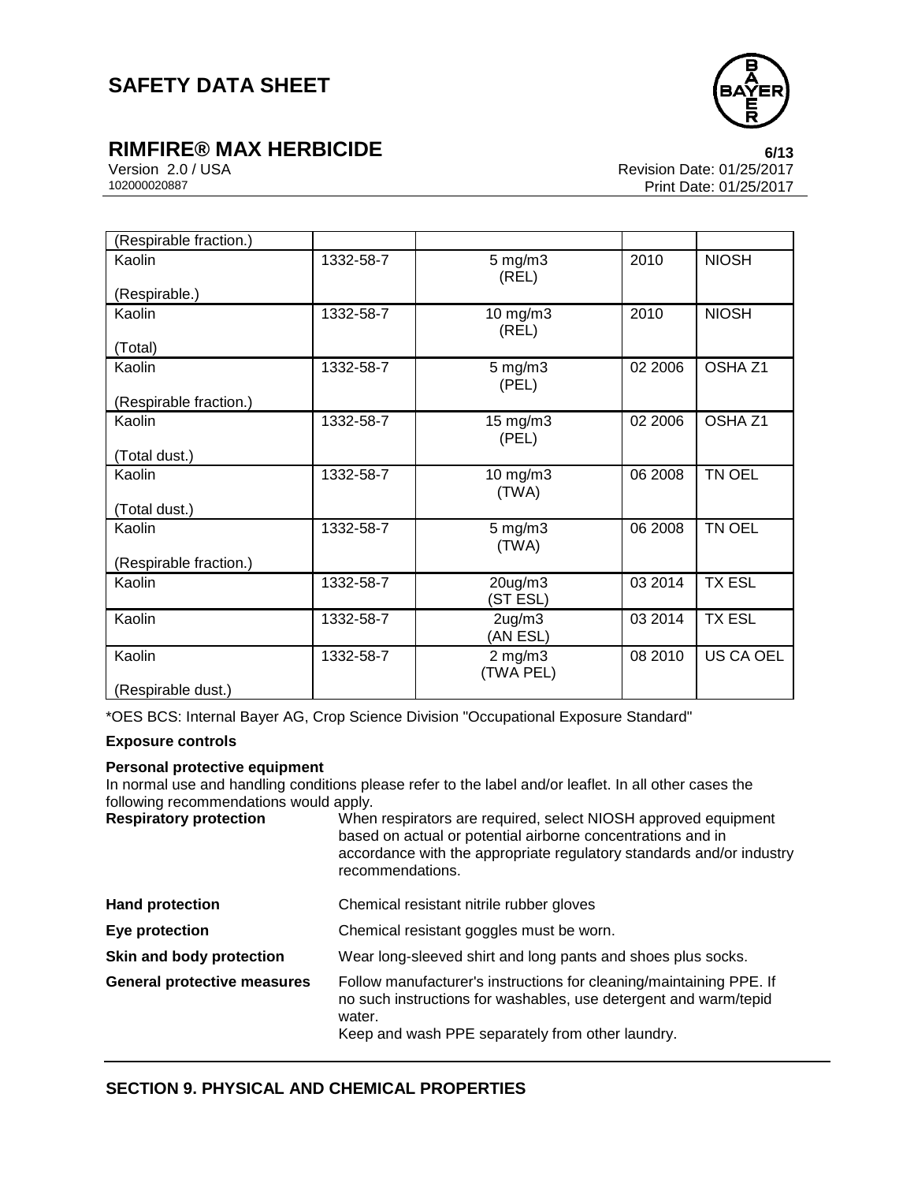| | | | | |
|---|---|---|---|---|
| (Respirable fraction.) | | | | |
| Kaolin<br><br>(Respirable.) | 1332-58-7 | 5 mg/m3<br>(REL) | 2010 | NIOSH |
| Kaolin<br><br>(Total) | 1332-58-7 | 10 mg/m3<br>(REL) | 2010 | NIOSH |
| Kaolin<br><br>(Respirable fraction.) | 1332-58-7 | 5 mg/m3<br>(PEL) | 02 2006 | OSHA Z1 |
| Kaolin<br><br>(Total dust.) | 1332-58-7 | 15 mg/m3<br>(PEL) | 02 2006 | OSHA Z1 |
| Kaolin<br><br>(Total dust.) | 1332-58-7 | 10 mg/m3<br>(TWA) | 06 2008 | TN OEL |
| Kaolin<br><br>(Respirable fraction.) | 1332-58-7 | 5 mg/m3<br>(TWA) | 06 2008 | TN OEL |
| Kaolin | 1332-58-7 | 20ug/m3<br>(ST ESL) | 03 2014 | TX ESL |
| Kaolin | 1332-58-7 | 2ug/m3<br>(AN ESL) | 03 2014 | TX ESL |
| Kaolin<br><br>(Respirable dust.) | 1332-58-7 | 2 mg/m3<br>(TWA PEL) | 08 2010 | US CA OEL |

*OES BCS: Internal Bayer AG, Crop Science Division "Occupational Exposure Standard"

**Exposure controls**

**Personal protective equipment**

In normal use and handling conditions please refer to the label and/or leaflet. In all other cases the following recommendations would apply.

**Respiratory protection** When respirators are required, select NIOSH approved equipment based on actual or potential airborne concentrations and in accordance with the appropriate regulatory standards and/or industry recommendations.

**Hand protection** Chemical resistant nitrile rubber gloves

**Eye protection** Chemical resistant goggles must be worn.

**Skin and body protection** Wear long-sleeved shirt and long pants and shoes plus socks.

**General protective measures** Follow manufacturer's instructions for cleaning/maintaining PPE. If no such instructions for washables, use detergent and warm/tepid water.
Keep and wash PPE separately from other laundry.

## SECTION 9. PHYSICAL AND CHEMICAL PROPERTIES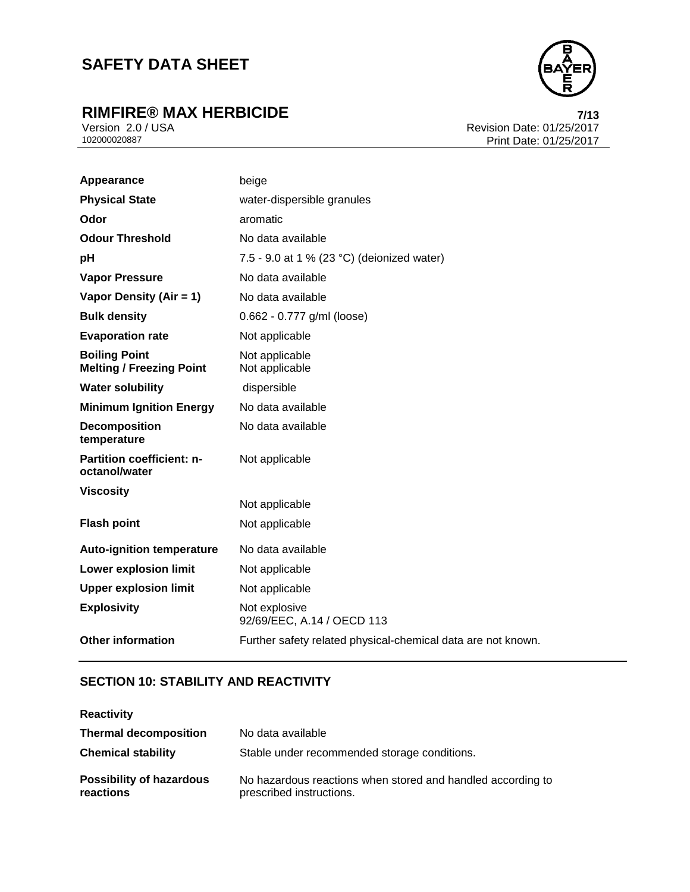| | |
|---|---|
| **Appearance** | beige |
| **Physical State** | water-dispersible granules |
| **Odor** | aromatic |
| **Odour Threshold** | No data available |
| **pH** | 7.5 - 9.0 at 1 % (23 °C) (deionized water) |
| **Vapor Pressure** | No data available |
| **Vapor Density (Air = 1)** | No data available |
| **Bulk density** | 0.662 - 0.777 g/ml (loose) |
| **Evaporation rate** | Not applicable |
| **Boiling Point** | Not applicable |
| **Melting / Freezing Point** | Not applicable |
| **Water solubility** | dispersible |
| **Minimum Ignition Energy** | No data available |
| **Decomposition temperature** | No data available |
| **Partition coefficient: n-octanol/water** | Not applicable |
| **Viscosity** | Not applicable |
| **Flash point** | Not applicable |
| **Auto-ignition temperature** | No data available |
| **Lower explosion limit** | Not applicable |
| **Upper explosion limit** | Not applicable |
| **Explosivity** | Not explosive<br>92/69/EEC, A.14 / OECD 113 |
| **Other information** | Further safety related physical-chemical data are not known. |

## SECTION 10: STABILITY AND REACTIVITY

**Reactivity**

| | |
|---|---|
| **Thermal decomposition** | No data available |
| **Chemical stability** | Stable under recommended storage conditions. |
| **Possibility of hazardous reactions** | No hazardous reactions when stored and handled according to prescribed instructions. |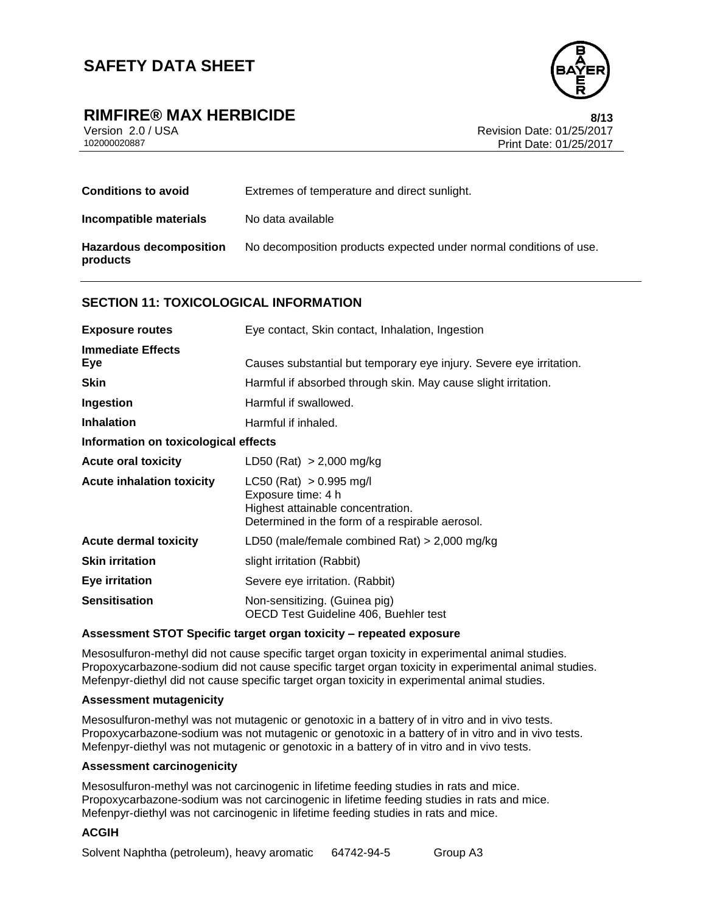| | |
|---|---|
| **Conditions to avoid** | Extremes of temperature and direct sunlight. |
| **Incompatible materials** | No data available |
| **Hazardous decomposition products** | No decomposition products expected under normal conditions of use. |

## SECTION 11: TOXICOLOGICAL INFORMATION

| | |
|---|---|
| **Exposure routes** | Eye contact, Skin contact, Inhalation, Ingestion |
| **Immediate Effects** | |
| **Eye** | Causes substantial but temporary eye injury. Severe eye irritation. |
| **Skin** | Harmful if absorbed through skin. May cause slight irritation. |
| **Ingestion** | Harmful if swallowed. |
| **Inhalation** | Harmful if inhaled. |

**Information on toxicological effects**

| | |
|---|---|
| **Acute oral toxicity** | LD50 (Rat) > 2,000 mg/kg |
| **Acute inhalation toxicity** | LC50 (Rat) > 0.995 mg/l<br>Exposure time: 4 h<br>Highest attainable concentration.<br>Determined in the form of a respirable aerosol. |
| **Acute dermal toxicity** | LD50 (male/female combined Rat) > 2,000 mg/kg |
| **Skin irritation** | slight irritation (Rabbit) |
| **Eye irritation** | Severe eye irritation. (Rabbit) |
| **Sensitisation** | Non-sensitizing. (Guinea pig)<br>OECD Test Guideline 406, Buehler test |

**Assessment STOT Specific target organ toxicity – repeated exposure**

Mesosulfuron-methyl did not cause specific target organ toxicity in experimental animal studies.
Propoxycarbazone-sodium did not cause specific target organ toxicity in experimental animal studies.
Mefenpyr-diethyl did not cause specific target organ toxicity in experimental animal studies.

**Assessment mutagenicity**

Mesosulfuron-methyl was not mutagenic or genotoxic in a battery of in vitro and in vivo tests.
Propoxycarbazone-sodium was not mutagenic or genotoxic in a battery of in vitro and in vivo tests.
Mefenpyr-diethyl was not mutagenic or genotoxic in a battery of in vitro and in vivo tests.

**Assessment carcinogenicity**

Mesosulfuron-methyl was not carcinogenic in lifetime feeding studies in rats and mice.
Propoxycarbazone-sodium was not carcinogenic in lifetime feeding studies in rats and mice.
Mefenpyr-diethyl was not carcinogenic in lifetime feeding studies in rats and mice.

**ACGIH**

| | | |
|---|---|---|
| Solvent Naphtha (petroleum), heavy aromatic | 64742-94-5 | Group A3 |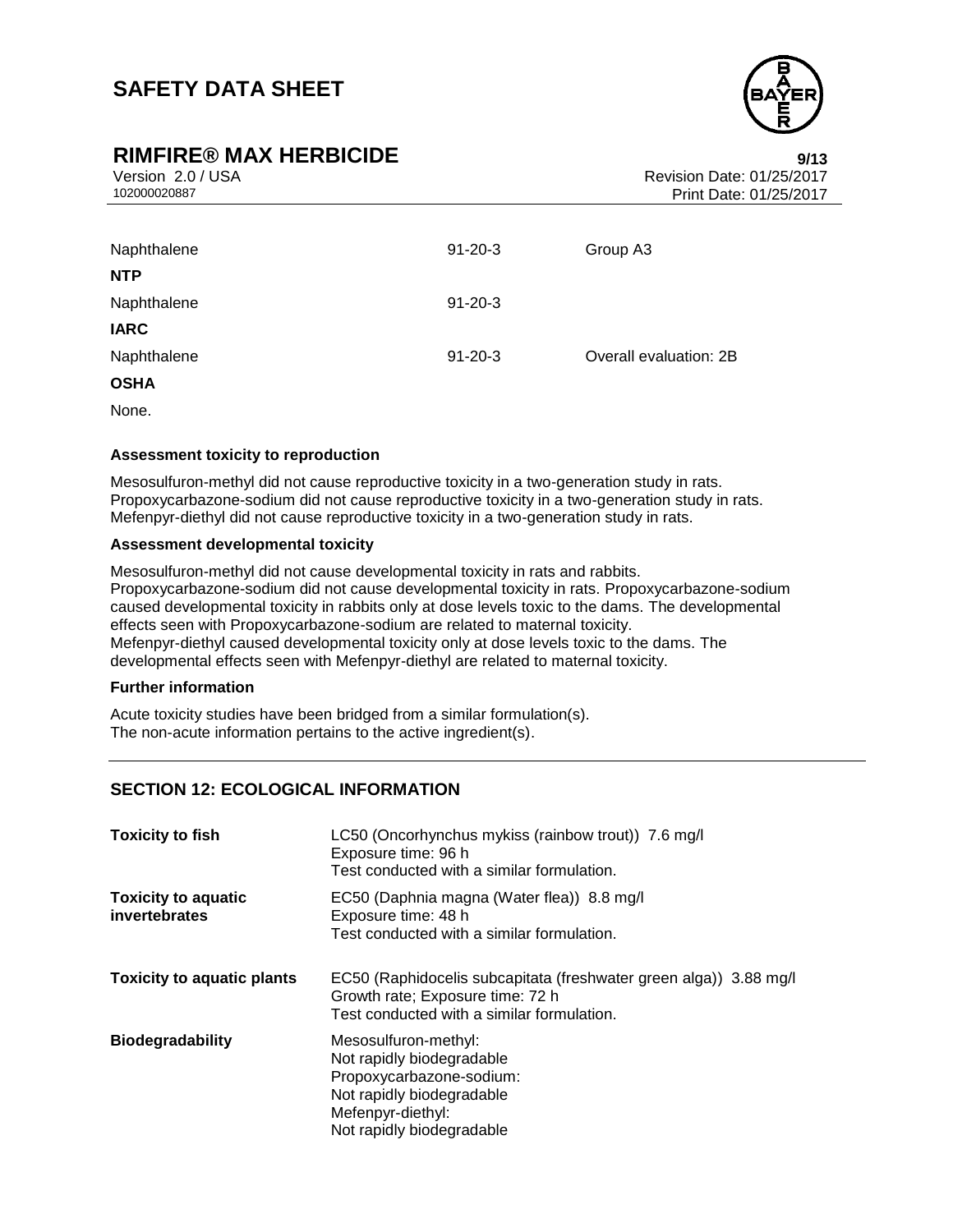| | | |
|---|---|---|
| Naphthalene | 91-20-3 | Group A3 |
| **NTP** | | |
| Naphthalene | 91-20-3 | |
| **IARC** | | |
| Naphthalene | 91-20-3 | Overall evaluation: 2B |
| **OSHA** | | |
| None. | | |

**Assessment toxicity to reproduction**

Mesosulfuron-methyl did not cause reproductive toxicity in a two-generation study in rats.
Propoxycarbazone-sodium did not cause reproductive toxicity in a two-generation study in rats.
Mefenpyr-diethyl did not cause reproductive toxicity in a two-generation study in rats.

**Assessment developmental toxicity**

Mesosulfuron-methyl did not cause developmental toxicity in rats and rabbits.
Propoxycarbazone-sodium did not cause developmental toxicity in rats. Propoxycarbazone-sodium caused developmental toxicity in rabbits only at dose levels toxic to the dams. The developmental effects seen with Propoxycarbazone-sodium are related to maternal toxicity.
Mefenpyr-diethyl caused developmental toxicity only at dose levels toxic to the dams. The developmental effects seen with Mefenpyr-diethyl are related to maternal toxicity.

**Further information**

Acute toxicity studies have been bridged from a similar formulation(s).
The non-acute information pertains to the active ingredient(s).

## SECTION 12: ECOLOGICAL INFORMATION

| | |
|---|---|
| **Toxicity to fish** | LC50 (Oncorhynchus mykiss (rainbow trout)) 7.6 mg/l<br>Exposure time: 96 h<br>Test conducted with a similar formulation. |
| **Toxicity to aquatic invertebrates** | EC50 (Daphnia magna (Water flea)) 8.8 mg/l<br>Exposure time: 48 h<br>Test conducted with a similar formulation. |
| **Toxicity to aquatic plants** | EC50 (Raphidocelis subcapitata (freshwater green alga)) 3.88 mg/l<br>Growth rate; Exposure time: 72 h<br>Test conducted with a similar formulation. |
| **Biodegradability** | Mesosulfuron-methyl:<br>Not rapidly biodegradable<br>Propoxycarbazone-sodium:<br>Not rapidly biodegradable<br>Mefenpyr-diethyl:<br>Not rapidly biodegradable |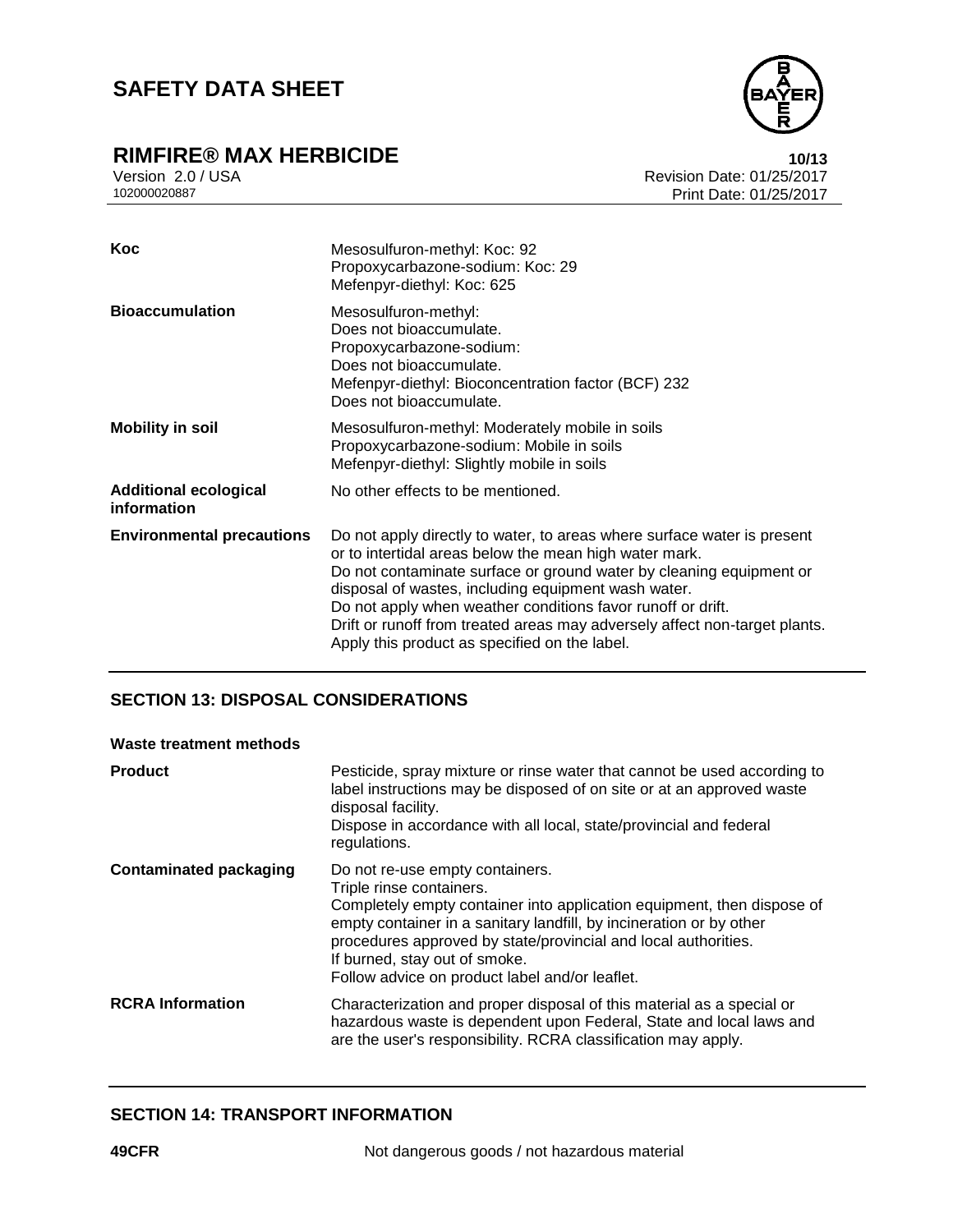| | |
|---|---|
| **Koc** | Mesosulfuron-methyl: Koc: 92<br>Propoxycarbazone-sodium: Koc: 29<br>Mefenpyr-diethyl: Koc: 625 |
| **Bioaccumulation** | Mesosulfuron-methyl:<br>Does not bioaccumulate.<br>Propoxycarbazone-sodium:<br>Does not bioaccumulate.<br>Mefenpyr-diethyl: Bioconcentration factor (BCF) 232<br>Does not bioaccumulate. |
| **Mobility in soil** | Mesosulfuron-methyl: Moderately mobile in soils<br>Propoxycarbazone-sodium: Mobile in soils<br>Mefenpyr-diethyl: Slightly mobile in soils |
| **Additional ecological information** | No other effects to be mentioned. |
| **Environmental precautions** | Do not apply directly to water, to areas where surface water is present or to intertidal areas below the mean high water mark.<br>Do not contaminate surface or ground water by cleaning equipment or disposal of wastes, including equipment wash water.<br>Do not apply when weather conditions favor runoff or drift.<br>Drift or runoff from treated areas may adversely affect non-target plants.<br>Apply this product as specified on the label. |

## SECTION 13: DISPOSAL CONSIDERATIONS

**Waste treatment methods**

| | |
|---|---|
| **Product** | Pesticide, spray mixture or rinse water that cannot be used according to label instructions may be disposed of on site or at an approved waste disposal facility.<br>Dispose in accordance with all local, state/provincial and federal regulations. |
| **Contaminated packaging** | Do not re-use empty containers.<br>Triple rinse containers.<br>Completely empty container into application equipment, then dispose of empty container in a sanitary landfill, by incineration or by other procedures approved by state/provincial and local authorities.<br>If burned, stay out of smoke.<br>Follow advice on product label and/or leaflet. |
| **RCRA Information** | Characterization and proper disposal of this material as a special or hazardous waste is dependent upon Federal, State and local laws and are the user's responsibility. RCRA classification may apply. |

## SECTION 14: TRANSPORT INFORMATION

| | |
|---|---|
| **49CFR** | Not dangerous goods / not hazardous material |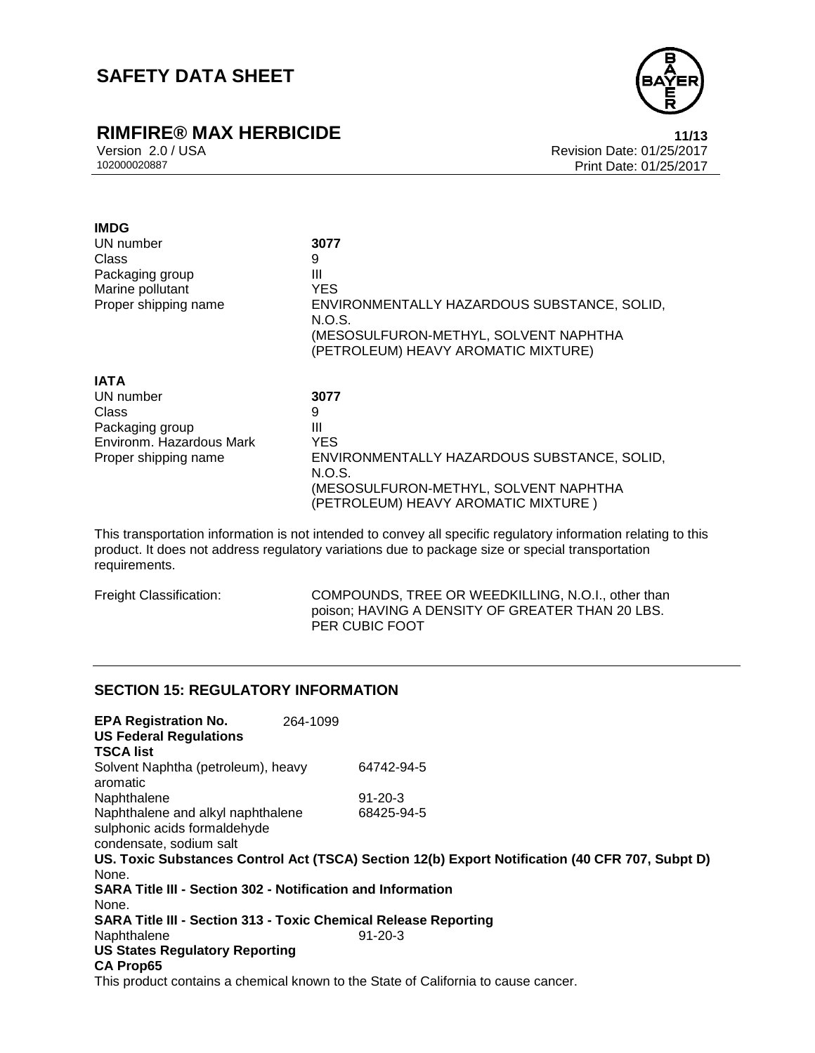**IMDG**

| | |
|---|---|
| UN number | **3077** |
| Class | 9 |
| Packaging group | III |
| Marine pollutant | YES |
| Proper shipping name | ENVIRONMENTALLY HAZARDOUS SUBSTANCE, SOLID, N.O.S. (MESOSULFURON-METHYL, SOLVENT NAPHTHA (PETROLEUM) HEAVY AROMATIC MIXTURE) |

**IATA**

| | |
|---|---|
| UN number | **3077** |
| Class | 9 |
| Packaging group | III |
| Environm. Hazardous Mark | YES |
| Proper shipping name | ENVIRONMENTALLY HAZARDOUS SUBSTANCE, SOLID, N.O.S. (MESOSULFURON-METHYL, SOLVENT NAPHTHA (PETROLEUM) HEAVY AROMATIC MIXTURE ) |

This transportation information is not intended to convey all specific regulatory information relating to this product. It does not address regulatory variations due to package size or special transportation requirements.

Freight Classification: COMPOUNDS, TREE OR WEEDKILLING, N.O.I., other than poison; HAVING A DENSITY OF GREATER THAN 20 LBS. PER CUBIC FOOT

## SECTION 15: REGULATORY INFORMATION

**EPA Registration No.** 264-1099

**US Federal Regulations**

**TSCA list**

| | |
|---|---|
| Solvent Naphtha (petroleum), heavy aromatic | 64742-94-5 |
| Naphthalene | 91-20-3 |
| Naphthalene and alkyl naphthalene sulphonic acids formaldehyde condensate, sodium salt | 68425-94-5 |

**US. Toxic Substances Control Act (TSCA) Section 12(b) Export Notification (40 CFR 707, Subpt D)**

None.

**SARA Title III - Section 302 - Notification and Information**

None.

**SARA Title III - Section 313 - Toxic Chemical Release Reporting**

| | |
|---|---|
| Naphthalene | 91-20-3 |

**US States Regulatory Reporting**

**CA Prop65**

This product contains a chemical known to the State of California to cause cancer.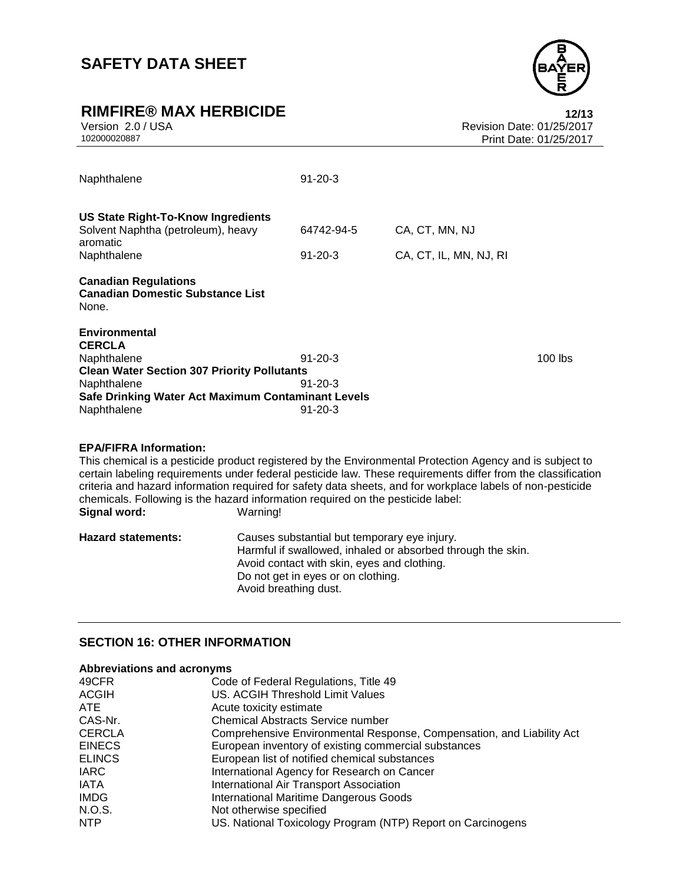| | | | |
|---|---|---|---|
| Naphthalene | 91-20-3 | | |

**US State Right-To-Know Ingredients**

| | | |
|---|---|---|
| Solvent Naphtha (petroleum), heavy aromatic | 64742-94-5 | CA, CT, MN, NJ |
| Naphthalene | 91-20-3 | CA, CT, IL, MN, NJ, RI |

**Canadian Regulations**
**Canadian Domestic Substance List**
None.

**Environmental**
**CERCLA**

| | | |
|---|---|---|
| Naphthalene | 91-20-3 | 100 lbs |

**Clean Water Section 307 Priority Pollutants**

| | |
|---|---|
| Naphthalene | 91-20-3 |

**Safe Drinking Water Act Maximum Contaminant Levels**

| | |
|---|---|
| Naphthalene | 91-20-3 |

**EPA/FIFRA Information:**
This chemical is a pesticide product registered by the Environmental Protection Agency and is subject to certain labeling requirements under federal pesticide law. These requirements differ from the classification criteria and hazard information required for safety data sheets, and for workplace labels of non-pesticide chemicals. Following is the hazard information required on the pesticide label:

**Signal word:** Warning!

**Hazard statements:**
Causes substantial but temporary eye injury.
Harmful if swallowed, inhaled or absorbed through the skin.
Avoid contact with skin, eyes and clothing.
Do not get in eyes or on clothing.
Avoid breathing dust.

## SECTION 16: OTHER INFORMATION

**Abbreviations and acronyms**

| | |
|---|---|
| 49CFR | Code of Federal Regulations, Title 49 |
| ACGIH | US. ACGIH Threshold Limit Values |
| ATE | Acute toxicity estimate |
| CAS-Nr. | Chemical Abstracts Service number |
| CERCLA | Comprehensive Environmental Response, Compensation, and Liability Act |
| EINECS | European inventory of existing commercial substances |
| ELINCS | European list of notified chemical substances |
| IARC | International Agency for Research on Cancer |
| IATA | International Air Transport Association |
| IMDG | International Maritime Dangerous Goods |
| N.O.S. | Not otherwise specified |
| NTP | US. National Toxicology Program (NTP) Report on Carcinogens |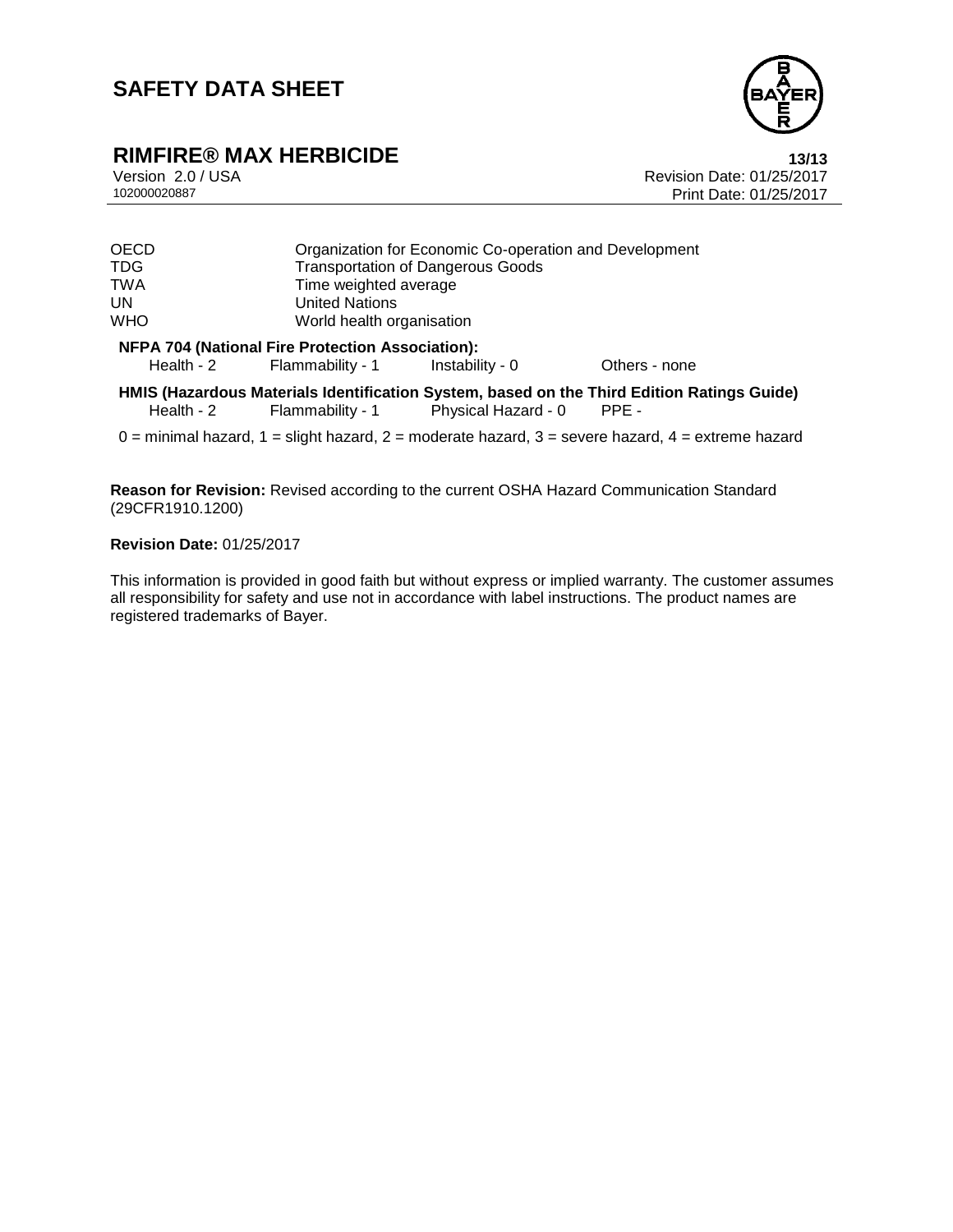| | |
|---|---|
| OECD | Organization for Economic Co-operation and Development |
| TDG | Transportation of Dangerous Goods |
| TWA | Time weighted average |
| UN | United Nations |
| WHO | World health organisation |

**NFPA 704 (National Fire Protection Association):**

| | | | |
|---|---|---|---|
| Health - 2 | Flammability - 1 | Instability - 0 | Others - none |

**HMIS (Hazardous Materials Identification System, based on the Third Edition Ratings Guide)**

| | | | |
|---|---|---|---|
| Health - 2 | Flammability - 1 | Physical Hazard - 0 | PPE - |

0 = minimal hazard, 1 = slight hazard, 2 = moderate hazard, 3 = severe hazard, 4 = extreme hazard

**Reason for Revision:** Revised according to the current OSHA Hazard Communication Standard (29CFR1910.1200)

**Revision Date:** 01/25/2017

This information is provided in good faith but without express or implied warranty. The customer assumes all responsibility for safety and use not in accordance with label instructions. The product names are registered trademarks of Bayer.